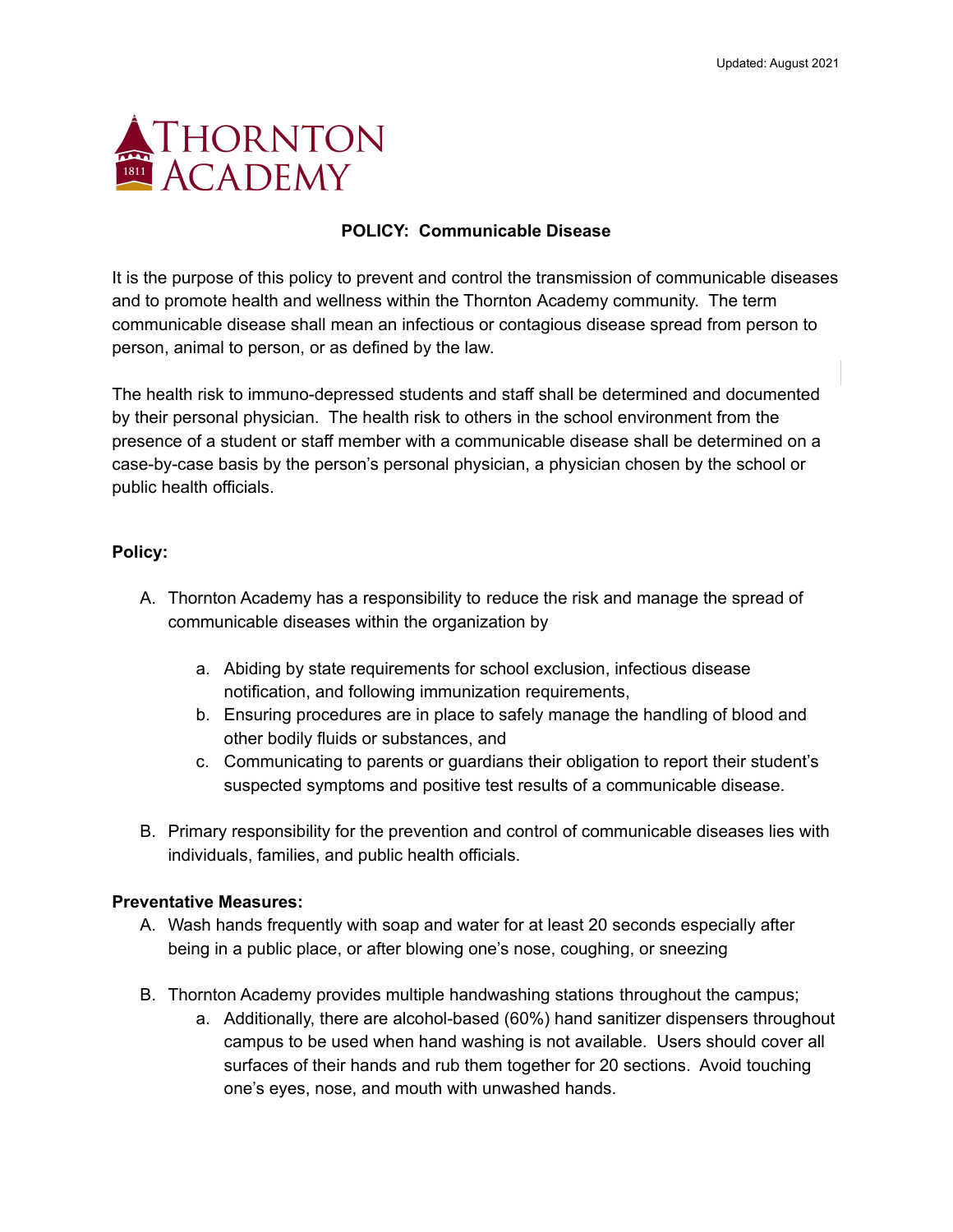Updated: August 2021

Thornton Academy

1811

## POLICY: Communicable Disease

It is the purpose of this policy to prevent and control the transmission of communicable diseases and to promote health and wellness within the Thornton Academy community. The term communicable disease shall mean an infectious or contagious disease spread from person to person, animal to person, or as defined by the law.

The health risk to immuno-depressed students and staff shall be determined and documented by their personal physician. The health risk to others in the school environment from the presence of a student or staff member with a communicable disease shall be determined on a case-by-case basis by the person's personal physician, a physician chosen by the school or public health officials.

**Policy:**

A. Thornton Academy has a responsibility to reduce the risk and manage the spread of communicable diseases within the organization by

   a. Abiding by state requirements for school exclusion, infectious disease notification, and following immunization requirements,
   b. Ensuring procedures are in place to safely manage the handling of blood and other bodily fluids or substances, and
   c. Communicating to parents or guardians their obligation to report their student's suspected symptoms and positive test results of a communicable disease.

B. Primary responsibility for the prevention and control of communicable diseases lies with individuals, families, and public health officials.

**Preventative Measures:**

A. Wash hands frequently with soap and water for at least 20 seconds especially after being in a public place, or after blowing one's nose, coughing, or sneezing

B. Thornton Academy provides multiple handwashing stations throughout the campus;
   a. Additionally, there are alcohol-based (60%) hand sanitizer dispensers throughout campus to be used when hand washing is not available. Users should cover all surfaces of their hands and rub them together for 20 sections. Avoid touching one's eyes, nose, and mouth with unwashed hands.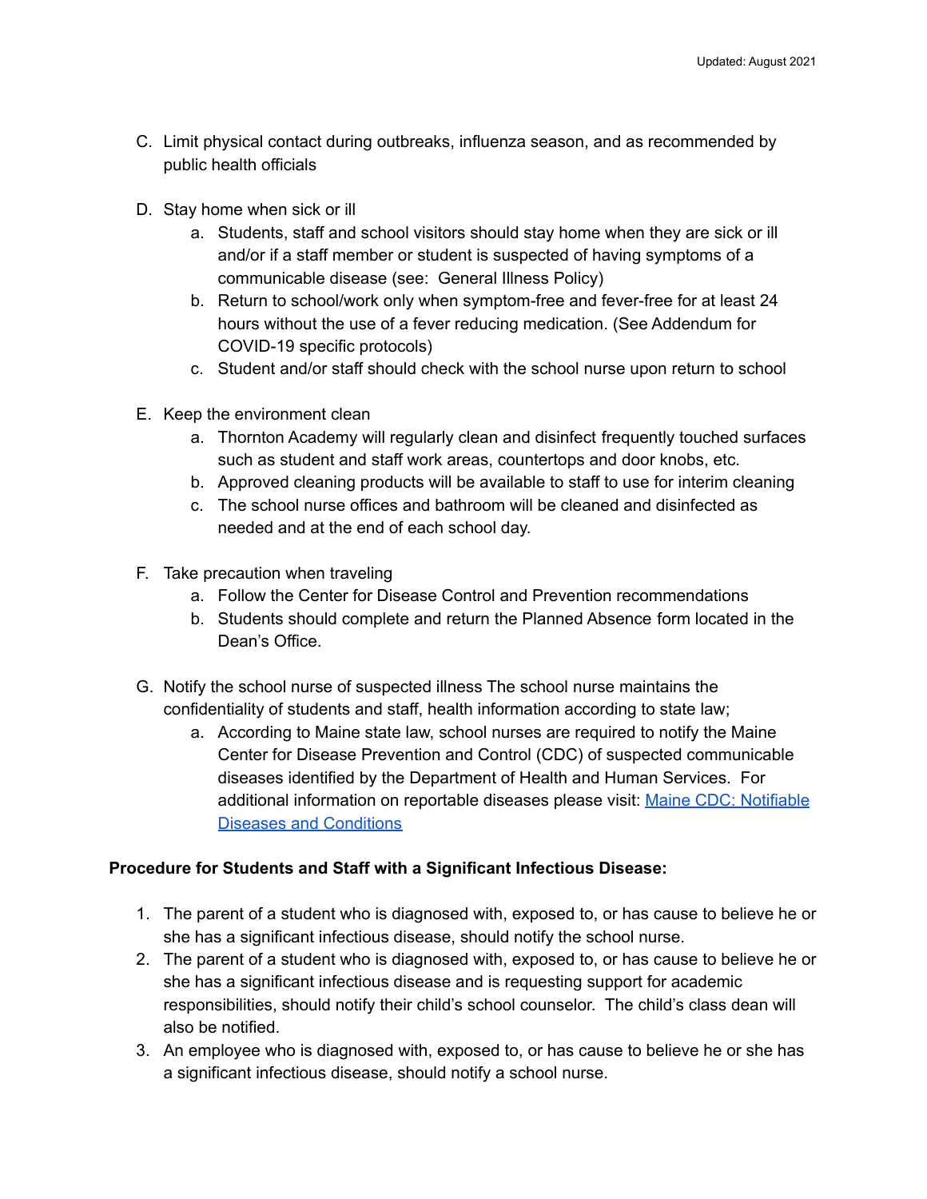C. Limit physical contact during outbreaks, influenza season, and as recommended by public health officials

D. Stay home when sick or ill
   a. Students, staff and school visitors should stay home when they are sick or ill and/or if a staff member or student is suspected of having symptoms of a communicable disease (see: General Illness Policy)
   b. Return to school/work only when symptom-free and fever-free for at least 24 hours without the use of a fever reducing medication. (See Addendum for COVID-19 specific protocols)
   c. Student and/or staff should check with the school nurse upon return to school

E. Keep the environment clean
   a. Thornton Academy will regularly clean and disinfect frequently touched surfaces such as student and staff work areas, countertops and door knobs, etc.
   b. Approved cleaning products will be available to staff to use for interim cleaning
   c. The school nurse offices and bathroom will be cleaned and disinfected as needed and at the end of each school day.

F. Take precaution when traveling
   a. Follow the Center for Disease Control and Prevention recommendations
   b. Students should complete and return the Planned Absence form located in the Dean's Office.

G. Notify the school nurse of suspected illness The school nurse maintains the confidentiality of students and staff, health information according to state law;
   a. According to Maine state law, school nurses are required to notify the Maine Center for Disease Prevention and Control (CDC) of suspected communicable diseases identified by the Department of Health and Human Services. For additional information on reportable diseases please visit: [Maine CDC: Notifiable Diseases and Conditions]()

**Procedure for Students and Staff with a Significant Infectious Disease:**

1. The parent of a student who is diagnosed with, exposed to, or has cause to believe he or she has a significant infectious disease, should notify the school nurse.
2. The parent of a student who is diagnosed with, exposed to, or has cause to believe he or she has a significant infectious disease and is requesting support for academic responsibilities, should notify their child's school counselor. The child's class dean will also be notified.
3. An employee who is diagnosed with, exposed to, or has cause to believe he or she has a significant infectious disease, should notify a school nurse.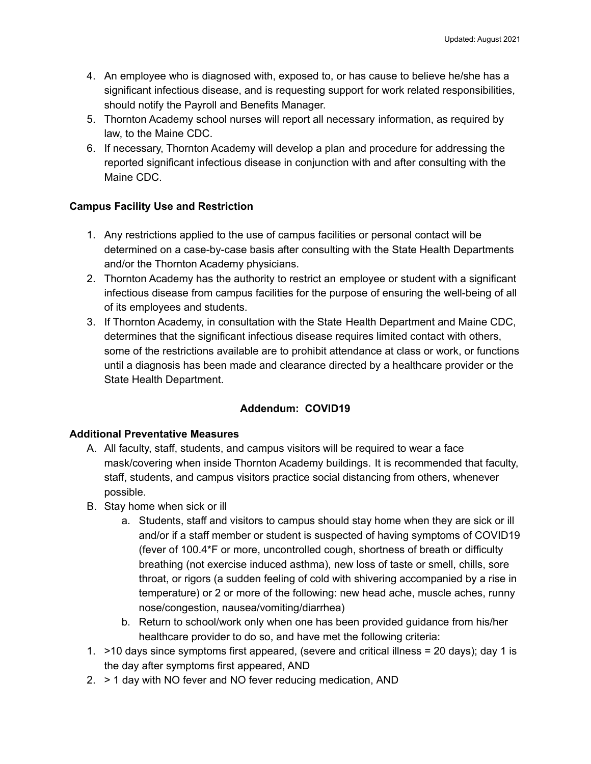4. An employee who is diagnosed with, exposed to, or has cause to believe he/she has a significant infectious disease, and is requesting support for work related responsibilities, should notify the Payroll and Benefits Manager.
5. Thornton Academy school nurses will report all necessary information, as required by law, to the Maine CDC.
6. If necessary, Thornton Academy will develop a plan and procedure for addressing the reported significant infectious disease in conjunction with and after consulting with the Maine CDC.

**Campus Facility Use and Restriction**

1. Any restrictions applied to the use of campus facilities or personal contact will be determined on a case-by-case basis after consulting with the State Health Departments and/or the Thornton Academy physicians.
2. Thornton Academy has the authority to restrict an employee or student with a significant infectious disease from campus facilities for the purpose of ensuring the well-being of all of its employees and students.
3. If Thornton Academy, in consultation with the State Health Department and Maine CDC, determines that the significant infectious disease requires limited contact with others, some of the restrictions available are to prohibit attendance at class or work, or functions until a diagnosis has been made and clearance directed by a healthcare provider or the State Health Department.

**Addendum: COVID19**

**Additional Preventative Measures**

A. All faculty, staff, students, and campus visitors will be required to wear a face mask/covering when inside Thornton Academy buildings. It is recommended that faculty, staff, students, and campus visitors practice social distancing from others, whenever possible.
B. Stay home when sick or ill
    a. Students, staff and visitors to campus should stay home when they are sick or ill and/or if a staff member or student is suspected of having symptoms of COVID19 (fever of 100.4*F or more, uncontrolled cough, shortness of breath or difficulty breathing (not exercise induced asthma), new loss of taste or smell, chills, sore throat, or rigors (a sudden feeling of cold with shivering accompanied by a rise in temperature) or 2 or more of the following: new head ache, muscle aches, runny nose/congestion, nausea/vomiting/diarrhea)
    b. Return to school/work only when one has been provided guidance from his/her healthcare provider to do so, and have met the following criteria:

1. >10 days since symptoms first appeared, (severe and critical illness = 20 days); day 1 is the day after symptoms first appeared, AND
2. > 1 day with NO fever and NO fever reducing medication, AND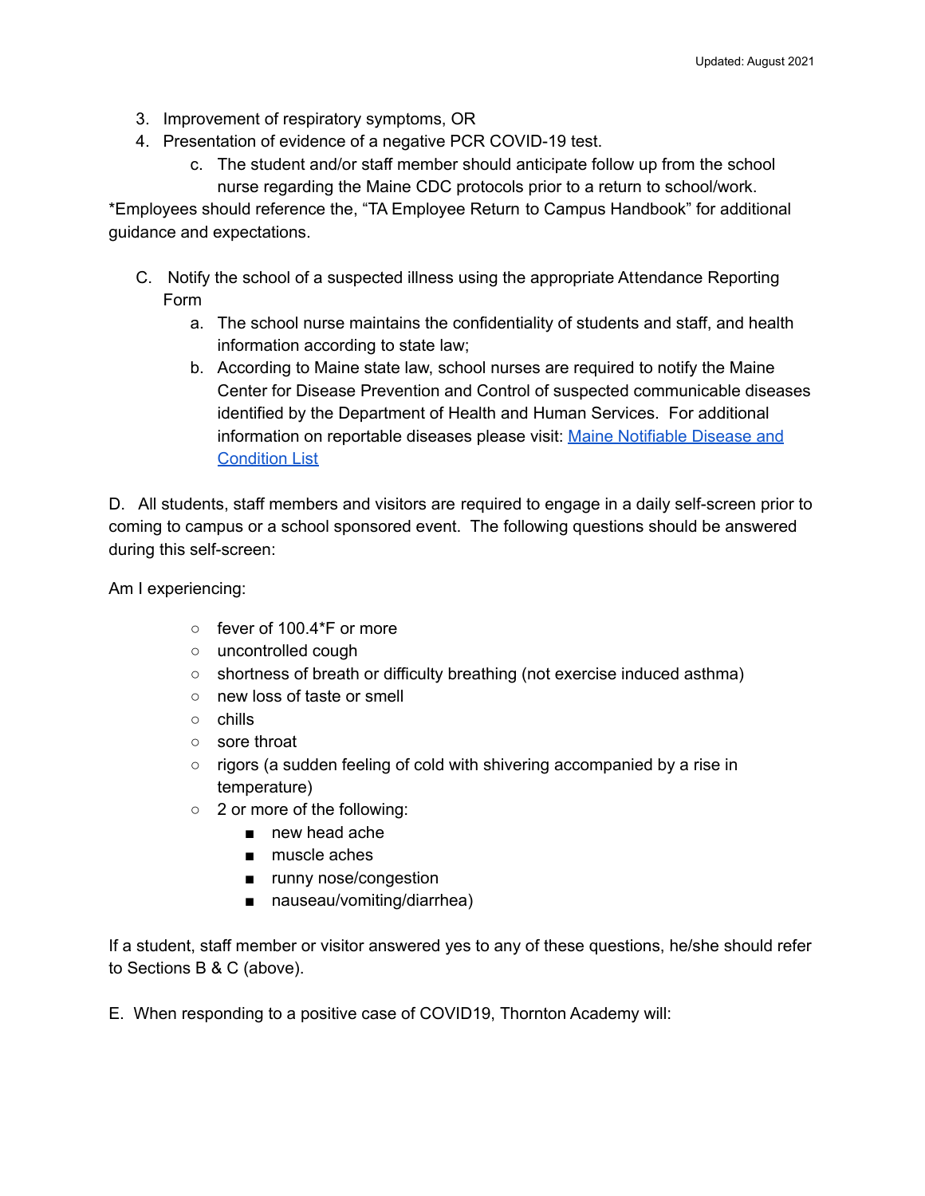3. Improvement of respiratory symptoms, OR
4. Presentation of evidence of a negative PCR COVID-19 test.

   c. The student and/or staff member should anticipate follow up from the school nurse regarding the Maine CDC protocols prior to a return to school/work.

*Employees should reference the, "TA Employee Return to Campus Handbook" for additional guidance and expectations.

C. Notify the school of a suspected illness using the appropriate Attendance Reporting Form

   a. The school nurse maintains the confidentiality of students and staff, and health information according to state law;
   b. According to Maine state law, school nurses are required to notify the Maine Center for Disease Prevention and Control of suspected communicable diseases identified by the Department of Health and Human Services. For additional information on reportable diseases please visit: [Maine Notifiable Disease and Condition List]

D. All students, staff members and visitors are required to engage in a daily self-screen prior to coming to campus or a school sponsored event. The following questions should be answered during this self-screen:

Am I experiencing:

- fever of 100.4*F or more
- uncontrolled cough
- shortness of breath or difficulty breathing (not exercise induced asthma)
- new loss of taste or smell
- chills
- sore throat
- rigors (a sudden feeling of cold with shivering accompanied by a rise in temperature)
- 2 or more of the following:
  - new head ache
  - muscle aches
  - runny nose/congestion
  - nauseau/vomiting/diarrhea)

If a student, staff member or visitor answered yes to any of these questions, he/she should refer to Sections B & C (above).

E. When responding to a positive case of COVID19, Thornton Academy will: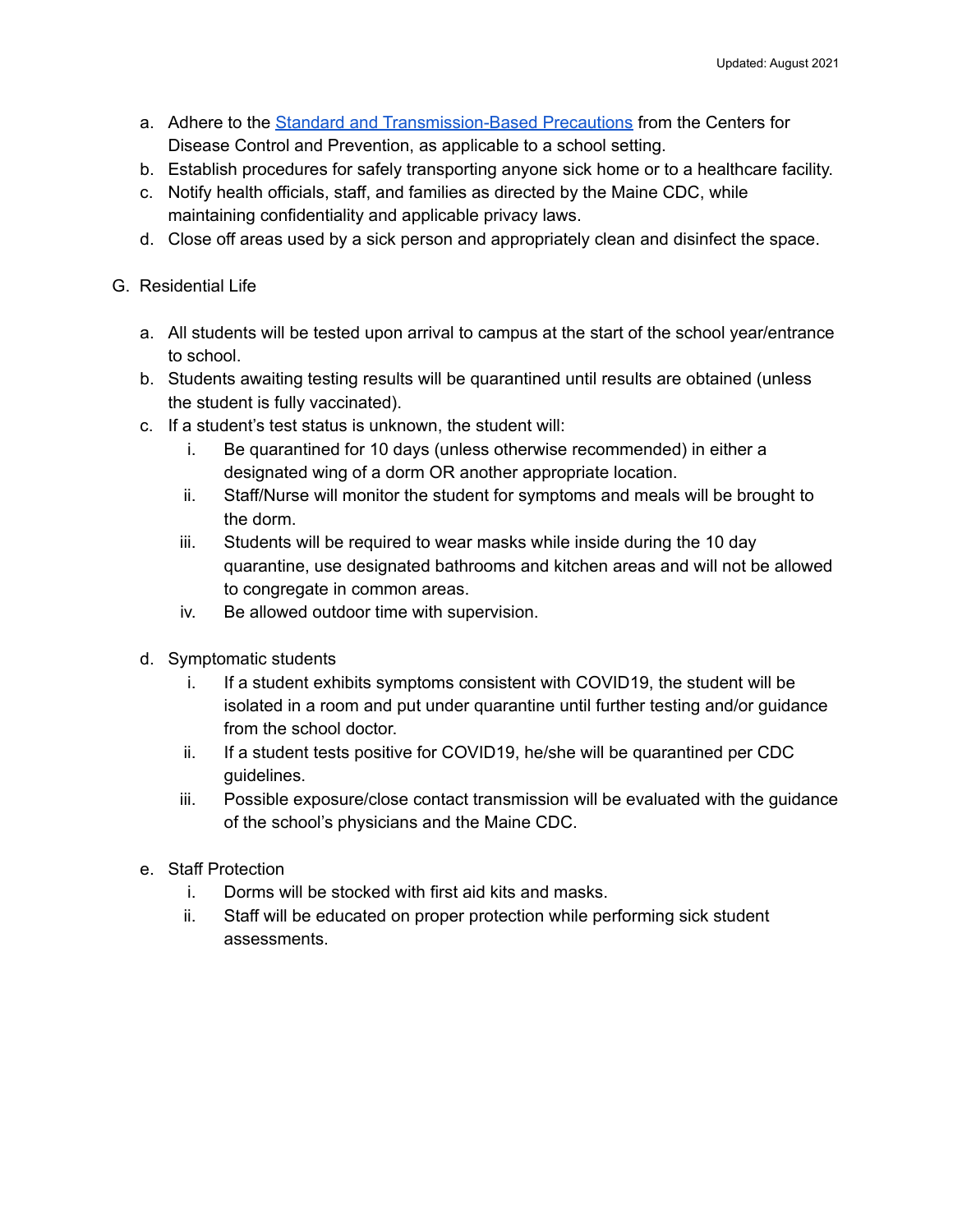a. Adhere to the [Standard and Transmission-Based Precautions] from the Centers for Disease Control and Prevention, as applicable to a school setting.
b. Establish procedures for safely transporting anyone sick home or to a healthcare facility.
c. Notify health officials, staff, and families as directed by the Maine CDC, while maintaining confidentiality and applicable privacy laws.
d. Close off areas used by a sick person and appropriately clean and disinfect the space.

G. Residential Life

   a. All students will be tested upon arrival to campus at the start of the school year/entrance to school.
   b. Students awaiting testing results will be quarantined until results are obtained (unless the student is fully vaccinated).
   c. If a student's test status is unknown, the student will:
      i. Be quarantined for 10 days (unless otherwise recommended) in either a designated wing of a dorm OR another appropriate location.
      ii. Staff/Nurse will monitor the student for symptoms and meals will be brought to the dorm.
      iii. Students will be required to wear masks while inside during the 10 day quarantine, use designated bathrooms and kitchen areas and will not be allowed to congregate in common areas.
      iv. Be allowed outdoor time with supervision.

   d. Symptomatic students
      i. If a student exhibits symptoms consistent with COVID19, the student will be isolated in a room and put under quarantine until further testing and/or guidance from the school doctor.
      ii. If a student tests positive for COVID19, he/she will be quarantined per CDC guidelines.
      iii. Possible exposure/close contact transmission will be evaluated with the guidance of the school's physicians and the Maine CDC.

   e. Staff Protection
      i. Dorms will be stocked with first aid kits and masks.
      ii. Staff will be educated on proper protection while performing sick student assessments.